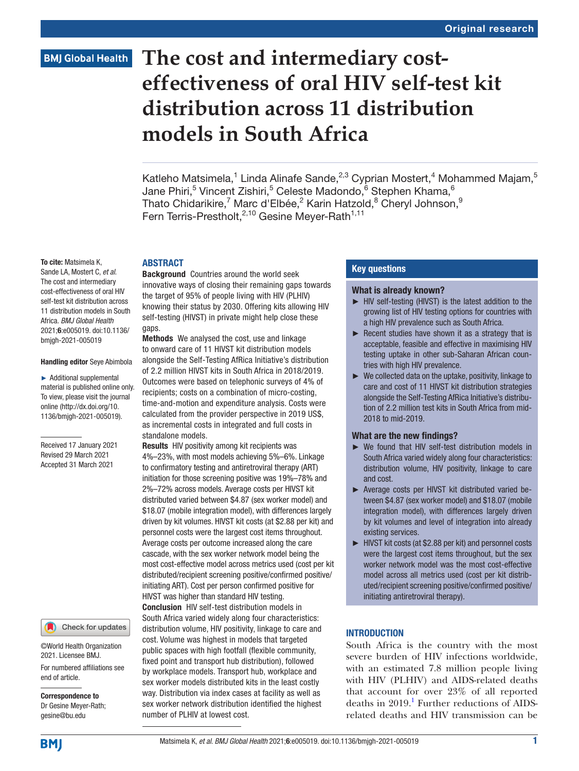# The cost and intermediary cost-effectiveness of oral HIV self-test kit distribution across 11 distribution models in South Africa

Katleho Matsimela,[1] Linda Alinafe Sande,[2,3] Cyprian Mostert,[4] Mohammed Majam,[5] Jane Phiri,[5] Vincent Zishiri,[5] Celeste Madondo,[6] Stephen Khama,[6] Thato Chidarikire,[7] Marc d'Elbée,[2] Karin Hatzold,[8] Cheryl Johnson,[9] Fern Terris-Prestholt,[2,10] Gesine Meyer-Rath[1,11]

**To cite:** Matsimela K, Sande LA, Mostert C, *et al*. The cost and intermediary cost-effectiveness of oral HIV self-test kit distribution across 11 distribution models in South Africa. *BMJ Global Health* 2021;**6**:e005019. doi:10.1136/bmjgh-2021-005019

**Handling editor** Seye Abimbola

- Additional supplemental material is published online only. To view, please visit the journal online (http://dx.doi.org/10.1136/bmjgh-2021-005019).

Received 17 January 2021
Revised 29 March 2021
Accepted 31 March 2021

©World Health Organization 2021. Licensee BMJ.

For numbered affiliations see end of article.

**Correspondence to**
Dr Gesine Meyer-Rath;
gesine@bu.edu

## ABSTRACT

**Background** Countries around the world seek innovative ways of closing their remaining gaps towards the target of 95% of people living with HIV (PLHIV) knowing their status by 2030. Offering kits allowing HIV self-testing (HIVST) in private might help close these gaps.

**Methods** We analysed the cost, use and linkage to onward care of 11 HIVST kit distribution models alongside the Self-Testing AfRica Initiative's distribution of 2.2 million HIVST kits in South Africa in 2018/2019. Outcomes were based on telephonic surveys of 4% of recipients; costs on a combination of micro-costing, time-and-motion and expenditure analysis. Costs were calculated from the provider perspective in 2019 US$, as incremental costs in integrated and full costs in standalone models.

**Results** HIV positivity among kit recipients was 4%–23%, with most models achieving 5%–6%. Linkage to confirmatory testing and antiretroviral therapy (ART) initiation for those screening positive was 19%–78% and 2%–72% across models. Average costs per HIVST kit distributed varied between $4.87 (sex worker model) and $18.07 (mobile integration model), with differences largely driven by kit volumes. HIVST kit costs (at $2.88 per kit) and personnel costs were the largest cost items throughout. Average costs per outcome increased along the care cascade, with the sex worker network model being the most cost-effective model across metrics used (cost per kit distributed/recipient screening positive/confirmed positive/initiating ART). Cost per person confirmed positive for HIVST was higher than standard HIV testing.

**Conclusion** HIV self-test distribution models in South Africa varied widely along four characteristics: distribution volume, HIV positivity, linkage to care and cost. Volume was highest in models that targeted public spaces with high footfall (flexible community, fixed point and transport hub distribution), followed by workplace models. Transport hub, workplace and sex worker models distributed kits in the least costly way. Distribution via index cases at facility as well as sex worker network distribution identified the highest number of PLHIV at lowest cost.

## Key questions

### What is already known?

- HIV self-testing (HIVST) is the latest addition to the growing list of HIV testing options for countries with a high HIV prevalence such as South Africa.
- Recent studies have shown it as a strategy that is acceptable, feasible and effective in maximising HIV testing uptake in other sub-Saharan African countries with high HIV prevalence.
- We collected data on the uptake, positivity, linkage to care and cost of 11 HIVST kit distribution strategies alongside the Self-Testing AfRica Initiative's distribution of 2.2 million test kits in South Africa from mid-2018 to mid-2019.

### What are the new findings?

- We found that HIV self-test distribution models in South Africa varied widely along four characteristics: distribution volume, HIV positivity, linkage to care and cost.
- Average costs per HIVST kit distributed varied between $4.87 (sex worker model) and $18.07 (mobile integration model), with differences largely driven by kit volumes and level of integration into already existing services.
- HIVST kit costs (at $2.88 per kit) and personnel costs were the largest cost items throughout, but the sex worker network model was the most cost-effective model across all metrics used (cost per kit distributed/recipient screening positive/confirmed positive/initiating antiretroviral therapy).

## INTRODUCTION

South Africa is the country with the most severe burden of HIV infections worldwide, with an estimated 7.8 million people living with HIV (PLHIV) and AIDS-related deaths that account for over 23% of all reported deaths in 2019.[1] Further reductions of AIDS-related deaths and HIV transmission can be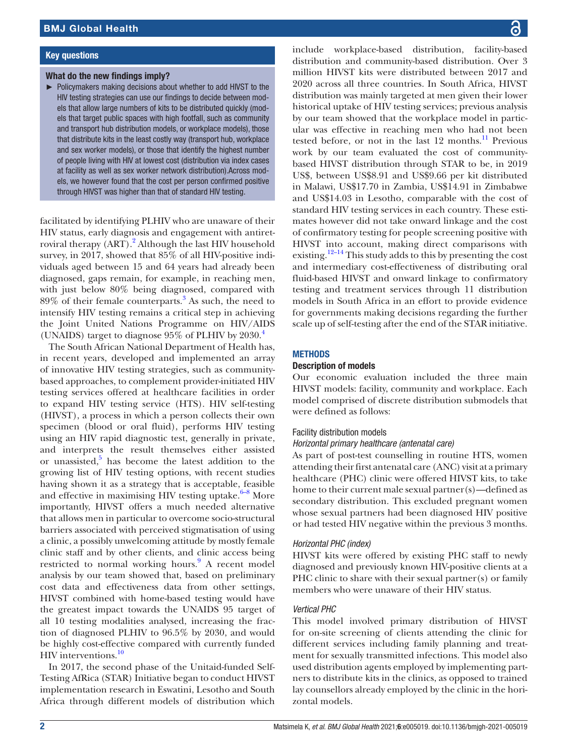## Key questions

### What do the new findings imply?

- Policymakers making decisions about whether to add HIVST to the HIV testing strategies can use our findings to decide between models that allow large numbers of kits to be distributed quickly (models that target public spaces with high footfall, such as community and transport hub distribution models, or workplace models), those that distribute kits in the least costly way (transport hub, workplace and sex worker models), or those that identify the highest number of people living with HIV at lowest cost (distribution via index cases at facility as well as sex worker network distribution).Across models, we however found that the cost per person confirmed positive through HIVST was higher than that of standard HIV testing.

facilitated by identifying PLHIV who are unaware of their HIV status, early diagnosis and engagement with antiretroviral therapy (ART).[2] Although the last HIV household survey, in 2017, showed that 85% of all HIV-positive individuals aged between 15 and 64 years had already been diagnosed, gaps remain, for example, in reaching men, with just below 80% being diagnosed, compared with 89% of their female counterparts.[3] As such, the need to intensify HIV testing remains a critical step in achieving the Joint United Nations Programme on HIV/AIDS (UNAIDS) target to diagnose 95% of PLHIV by 2030.[4]

The South African National Department of Health has, in recent years, developed and implemented an array of innovative HIV testing strategies, such as community-based approaches, to complement provider-initiated HIV testing services offered at healthcare facilities in order to expand HIV testing service (HTS). HIV self-testing (HIVST), a process in which a person collects their own specimen (blood or oral fluid), performs HIV testing using an HIV rapid diagnostic test, generally in private, and interprets the result themselves either assisted or unassisted,[5] has become the latest addition to the growing list of HIV testing options, with recent studies having shown it as a strategy that is acceptable, feasible and effective in maximising HIV testing uptake.[6–8] More importantly, HIVST offers a much needed alternative that allows men in particular to overcome socio-structural barriers associated with perceived stigmatisation of using a clinic, a possibly unwelcoming attitude by mostly female clinic staff and by other clients, and clinic access being restricted to normal working hours.[9] A recent model analysis by our team showed that, based on preliminary cost data and effectiveness data from other settings, HIVST combined with home-based testing would have the greatest impact towards the UNAIDS 95 target of all 10 testing modalities analysed, increasing the fraction of diagnosed PLHIV to 96.5% by 2030, and would be highly cost-effective compared with currently funded HIV interventions.[10]

In 2017, the second phase of the Unitaid-funded Self-Testing AfRica (STAR) Initiative began to conduct HIVST implementation research in Eswatini, Lesotho and South Africa through different models of distribution which include workplace-based distribution, facility-based distribution and community-based distribution. Over 3 million HIVST kits were distributed between 2017 and 2020 across all three countries. In South Africa, HIVST distribution was mainly targeted at men given their lower historical uptake of HIV testing services; previous analysis by our team showed that the workplace model in particular was effective in reaching men who had not been tested before, or not in the last 12 months.[11] Previous work by our team evaluated the cost of community-based HIVST distribution through STAR to be, in 2019 US$, between US$8.91 and US$9.66 per kit distributed in Malawi, US$17.70 in Zambia, US$14.91 in Zimbabwe and US$14.03 in Lesotho, comparable with the cost of standard HIV testing services in each country. These estimates however did not take onward linkage and the cost of confirmatory testing for people screening positive with HIVST into account, making direct comparisons with existing.[12–14] This study adds to this by presenting the cost and intermediary cost-effectiveness of distributing oral fluid-based HIVST and onward linkage to confirmatory testing and treatment services through 11 distribution models in South Africa in an effort to provide evidence for governments making decisions regarding the further scale up of self-testing after the end of the STAR initiative.

## METHODS

### Description of models

Our economic evaluation included the three main HIVST models: facility, community and workplace. Each model comprised of discrete distribution submodels that were defined as follows:

#### Facility distribution models

*Horizontal primary healthcare (antenatal care)*

As part of post-test counselling in routine HTS, women attending their first antenatal care (ANC) visit at a primary healthcare (PHC) clinic were offered HIVST kits, to take home to their current male sexual partner(s)—defined as secondary distribution. This excluded pregnant women whose sexual partners had been diagnosed HIV positive or had tested HIV negative within the previous 3 months.

*Horizontal PHC (index)*

HIVST kits were offered by existing PHC staff to newly diagnosed and previously known HIV-positive clients at a PHC clinic to share with their sexual partner(s) or family members who were unaware of their HIV status.

*Vertical PHC*

This model involved primary distribution of HIVST for on-site screening of clients attending the clinic for different services including family planning and treatment for sexually transmitted infections. This model also used distribution agents employed by implementing partners to distribute kits in the clinics, as opposed to trained lay counsellors already employed by the clinic in the horizontal models.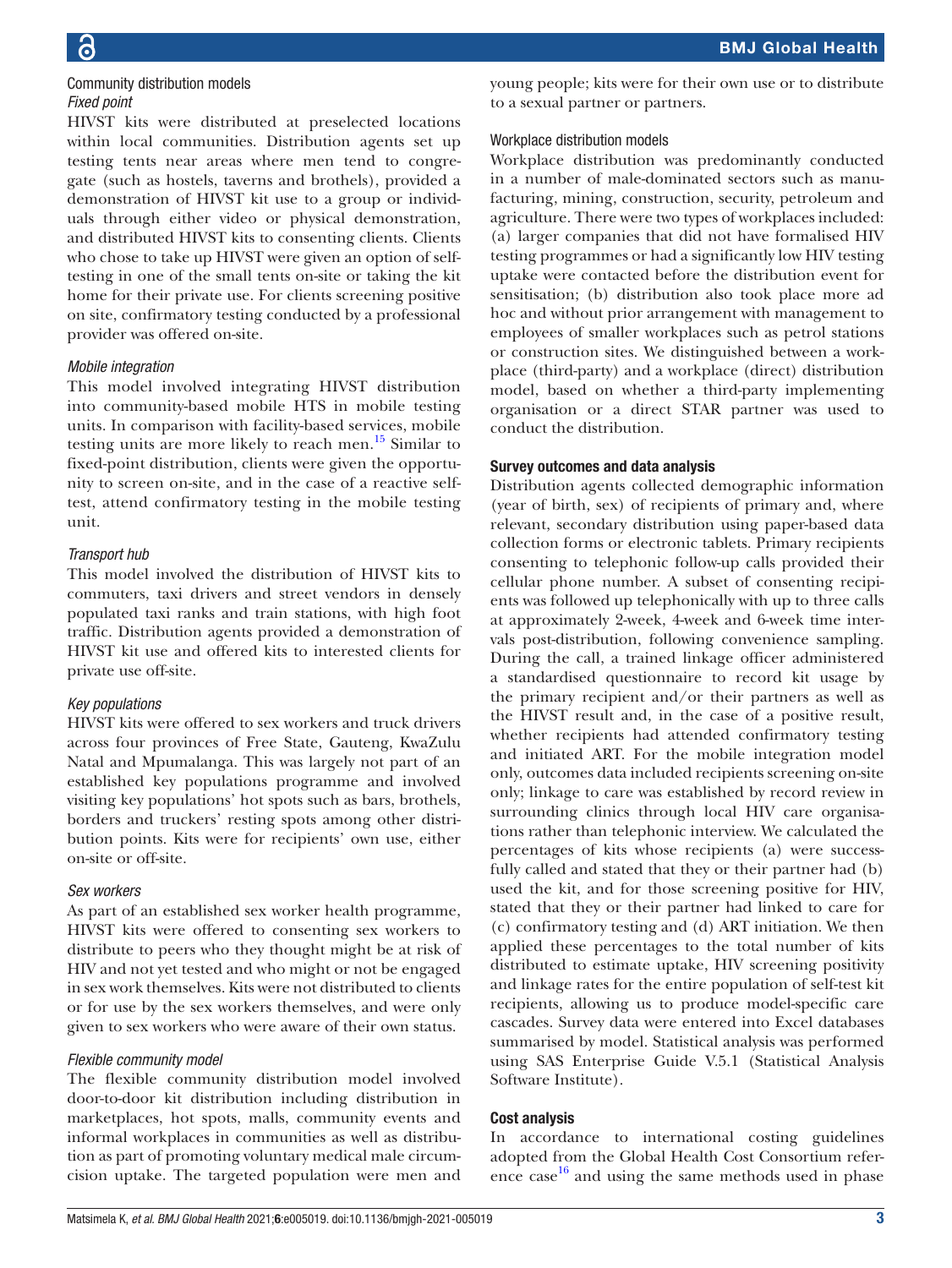### Community distribution models

#### *Fixed point*

HIVST kits were distributed at preselected locations within local communities. Distribution agents set up testing tents near areas where men tend to congregate (such as hostels, taverns and brothels), provided a demonstration of HIVST kit use to a group or individuals through either video or physical demonstration, and distributed HIVST kits to consenting clients. Clients who chose to take up HIVST were given an option of self-testing in one of the small tents on-site or taking the kit home for their private use. For clients screening positive on site, confirmatory testing conducted by a professional provider was offered on-site.

#### *Mobile integration*

This model involved integrating HIVST distribution into community-based mobile HTS in mobile testing units. In comparison with facility-based services, mobile testing units are more likely to reach men.[15] Similar to fixed-point distribution, clients were given the opportunity to screen on-site, and in the case of a reactive self-test, attend confirmatory testing in the mobile testing unit.

#### *Transport hub*

This model involved the distribution of HIVST kits to commuters, taxi drivers and street vendors in densely populated taxi ranks and train stations, with high foot traffic. Distribution agents provided a demonstration of HIVST kit use and offered kits to interested clients for private use off-site.

#### *Key populations*

HIVST kits were offered to sex workers and truck drivers across four provinces of Free State, Gauteng, KwaZulu Natal and Mpumalanga. This was largely not part of an established key populations programme and involved visiting key populations' hot spots such as bars, brothels, borders and truckers' resting spots among other distribution points. Kits were for recipients' own use, either on-site or off-site.

#### *Sex workers*

As part of an established sex worker health programme, HIVST kits were offered to consenting sex workers to distribute to peers who they thought might be at risk of HIV and not yet tested and who might or not be engaged in sex work themselves. Kits were not distributed to clients or for use by the sex workers themselves, and were only given to sex workers who were aware of their own status.

#### *Flexible community model*

The flexible community distribution model involved door-to-door kit distribution including distribution in marketplaces, hot spots, malls, community events and informal workplaces in communities as well as distribution as part of promoting voluntary medical male circumcision uptake. The targeted population were men and young people; kits were for their own use or to distribute to a sexual partner or partners.

### Workplace distribution models

Workplace distribution was predominantly conducted in a number of male-dominated sectors such as manufacturing, mining, construction, security, petroleum and agriculture. There were two types of workplaces included: (a) larger companies that did not have formalised HIV testing programmes or had a significantly low HIV testing uptake were contacted before the distribution event for sensitisation; (b) distribution also took place more ad hoc and without prior arrangement with management to employees of smaller workplaces such as petrol stations or construction sites. We distinguished between a workplace (third-party) and a workplace (direct) distribution model, based on whether a third-party implementing organisation or a direct STAR partner was used to conduct the distribution.

## Survey outcomes and data analysis

Distribution agents collected demographic information (year of birth, sex) of recipients of primary and, where relevant, secondary distribution using paper-based data collection forms or electronic tablets. Primary recipients consenting to telephonic follow-up calls provided their cellular phone number. A subset of consenting recipients was followed up telephonically with up to three calls at approximately 2-week, 4-week and 6-week time intervals post-distribution, following convenience sampling. During the call, a trained linkage officer administered a standardised questionnaire to record kit usage by the primary recipient and/or their partners as well as the HIVST result and, in the case of a positive result, whether recipients had attended confirmatory testing and initiated ART. For the mobile integration model only, outcomes data included recipients screening on-site only; linkage to care was established by record review in surrounding clinics through local HIV care organisations rather than telephonic interview. We calculated the percentages of kits whose recipients (a) were successfully called and stated that they or their partner had (b) used the kit, and for those screening positive for HIV, stated that they or their partner had linked to care for (c) confirmatory testing and (d) ART initiation. We then applied these percentages to the total number of kits distributed to estimate uptake, HIV screening positivity and linkage rates for the entire population of self-test kit recipients, allowing us to produce model-specific care cascades. Survey data were entered into Excel databases summarised by model. Statistical analysis was performed using SAS Enterprise Guide V.5.1 (Statistical Analysis Software Institute).

## Cost analysis

In accordance to international costing guidelines adopted from the Global Health Cost Consortium reference case[16] and using the same methods used in phase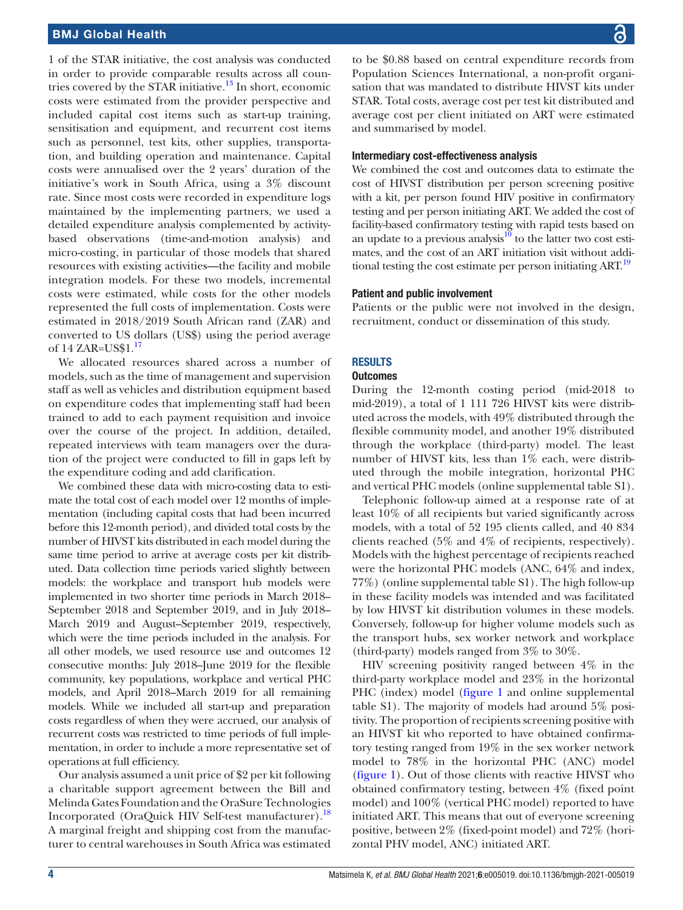1 of the STAR initiative, the cost analysis was conducted in order to provide comparable results across all countries covered by the STAR initiative.[13] In short, economic costs were estimated from the provider perspective and included capital cost items such as start-up training, sensitisation and equipment, and recurrent cost items such as personnel, test kits, other supplies, transportation, and building operation and maintenance. Capital costs were annualised over the 2 years' duration of the initiative's work in South Africa, using a 3% discount rate. Since most costs were recorded in expenditure logs maintained by the implementing partners, we used a detailed expenditure analysis complemented by activity-based observations (time-and-motion analysis) and micro-costing, in particular of those models that shared resources with existing activities—the facility and mobile integration models. For these two models, incremental costs were estimated, while costs for the other models represented the full costs of implementation. Costs were estimated in 2018/2019 South African rand (ZAR) and converted to US dollars (US$) using the period average of 14 ZAR=US$1.[17]

We allocated resources shared across a number of models, such as the time of management and supervision staff as well as vehicles and distribution equipment based on expenditure codes that implementing staff had been trained to add to each payment requisition and invoice over the course of the project. In addition, detailed, repeated interviews with team managers over the duration of the project were conducted to fill in gaps left by the expenditure coding and add clarification.

We combined these data with micro-costing data to estimate the total cost of each model over 12 months of implementation (including capital costs that had been incurred before this 12-month period), and divided total costs by the number of HIVST kits distributed in each model during the same time period to arrive at average costs per kit distributed. Data collection time periods varied slightly between models: the workplace and transport hub models were implemented in two shorter time periods in March 2018–September 2018 and September 2019, and in July 2018–March 2019 and August–September 2019, respectively, which were the time periods included in the analysis. For all other models, we used resource use and outcomes 12 consecutive months: July 2018–June 2019 for the flexible community, key populations, workplace and vertical PHC models, and April 2018–March 2019 for all remaining models. While we included all start-up and preparation costs regardless of when they were accrued, our analysis of recurrent costs was restricted to time periods of full implementation, in order to include a more representative set of operations at full efficiency.

Our analysis assumed a unit price of $2 per kit following a charitable support agreement between the Bill and Melinda Gates Foundation and the OraSure Technologies Incorporated (OraQuick HIV Self-test manufacturer).[18] A marginal freight and shipping cost from the manufacturer to central warehouses in South Africa was estimated to be $0.88 based on central expenditure records from Population Sciences International, a non-profit organisation that was mandated to distribute HIVST kits under STAR. Total costs, average cost per test kit distributed and average cost per client initiated on ART were estimated and summarised by model.

### Intermediary cost-effectiveness analysis

We combined the cost and outcomes data to estimate the cost of HIVST distribution per person screening positive with a kit, per person found HIV positive in confirmatory testing and per person initiating ART. We added the cost of facility-based confirmatory testing with rapid tests based on an update to a previous analysis[10] to the latter two cost estimates, and the cost of an ART initiation visit without additional testing the cost estimate per person initiating ART.[19]

### Patient and public involvement

Patients or the public were not involved in the design, recruitment, conduct or dissemination of this study.

## RESULTS

### Outcomes

During the 12-month costing period (mid-2018 to mid-2019), a total of 1 111 726 HIVST kits were distributed across the models, with 49% distributed through the flexible community model, and another 19% distributed through the workplace (third-party) model. The least number of HIVST kits, less than 1% each, were distributed through the mobile integration, horizontal PHC and vertical PHC models (online supplemental table S1).

Telephonic follow-up aimed at a response rate of at least 10% of all recipients but varied significantly across models, with a total of 52 195 clients called, and 40 834 clients reached (5% and 4% of recipients, respectively). Models with the highest percentage of recipients reached were the horizontal PHC models (ANC, 64% and index, 77%) (online supplemental table S1). The high follow-up in these facility models was intended and was facilitated by low HIVST kit distribution volumes in these models. Conversely, follow-up for higher volume models such as the transport hubs, sex worker network and workplace (third-party) models ranged from 3% to 30%.

HIV screening positivity ranged between 4% in the third-party workplace model and 23% in the horizontal PHC (index) model (figure 1 and online supplemental table S1). The majority of models had around 5% positivity. The proportion of recipients screening positive with an HIVST kit who reported to have obtained confirmatory testing ranged from 19% in the sex worker network model to 78% in the horizontal PHC (ANC) model (figure 1). Out of those clients with reactive HIVST who obtained confirmatory testing, between 4% (fixed point model) and 100% (vertical PHC model) reported to have initiated ART. This means that out of everyone screening positive, between 2% (fixed-point model) and 72% (horizontal PHV model, ANC) initiated ART.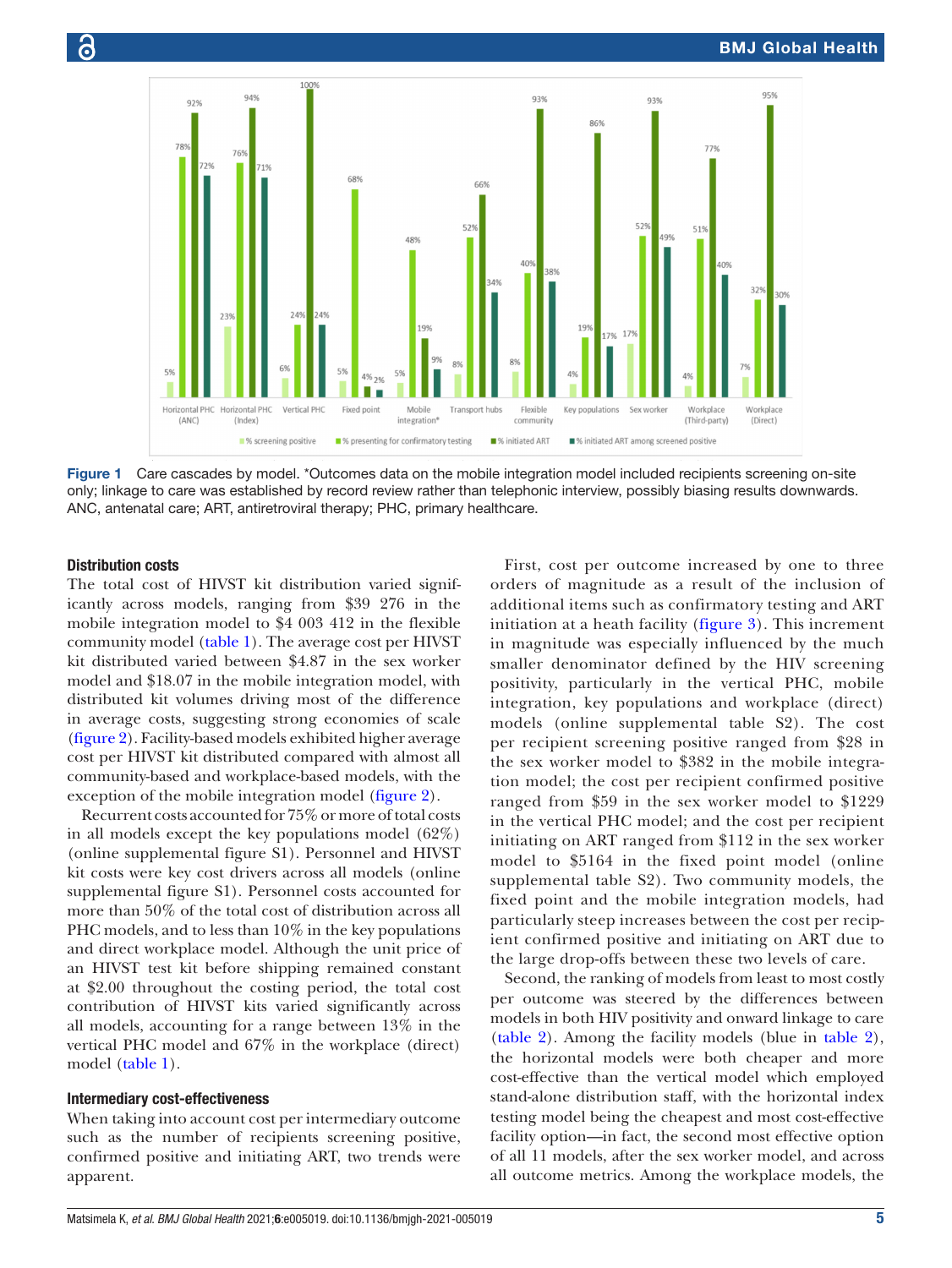Figure 1 Care cascades by model. *Outcomes data on the mobile integration model included recipients screening on-site only; linkage to care was established by record review rather than telephonic interview, possibly biasing results downwards. ANC, antenatal care; ART, antiretroviral therapy; PHC, primary healthcare.

#### Distribution costs

The total cost of HIVST kit distribution varied significantly across models, ranging from \$39 276 in the mobile integration model to \$4 003 412 in the flexible community model (table 1). The average cost per HIVST kit distributed varied between \$4.87 in the sex worker model and \$18.07 in the mobile integration model, with distributed kit volumes driving most of the difference in average costs, suggesting strong economies of scale (figure 2). Facility-based models exhibited higher average cost per HIVST kit distributed compared with almost all community-based and workplace-based models, with the exception of the mobile integration model (figure 2).

Recurrent costs accounted for 75% or more of total costs in all models except the key populations model (62%) (online supplemental figure S1). Personnel and HIVST kit costs were key cost drivers across all models (online supplemental figure S1). Personnel costs accounted for more than 50% of the total cost of distribution across all PHC models, and to less than 10% in the key populations and direct workplace model. Although the unit price of an HIVST test kit before shipping remained constant at \$2.00 throughout the costing period, the total cost contribution of HIVST kits varied significantly across all models, accounting for a range between 13% in the vertical PHC model and 67% in the workplace (direct) model (table 1).

#### Intermediary cost-effectiveness

When taking into account cost per intermediary outcome such as the number of recipients screening positive, confirmed positive and initiating ART, two trends were apparent.

First, cost per outcome increased by one to three orders of magnitude as a result of the inclusion of additional items such as confirmatory testing and ART initiation at a heath facility (figure 3). This increment in magnitude was especially influenced by the much smaller denominator defined by the HIV screening positivity, particularly in the vertical PHC, mobile integration, key populations and workplace (direct) models (online supplemental table S2). The cost per recipient screening positive ranged from \$28 in the sex worker model to \$382 in the mobile integration model; the cost per recipient confirmed positive ranged from \$59 in the sex worker model to \$1229 in the vertical PHC model; and the cost per recipient initiating on ART ranged from \$112 in the sex worker model to \$5164 in the fixed point model (online supplemental table S2). Two community models, the fixed point and the mobile integration models, had particularly steep increases between the cost per recipient confirmed positive and initiating on ART due to the large drop-offs between these two levels of care.

Second, the ranking of models from least to most costly per outcome was steered by the differences between models in both HIV positivity and onward linkage to care (table 2). Among the facility models (blue in table 2), the horizontal models were both cheaper and more cost-effective than the vertical model which employed stand-alone distribution staff, with the horizontal index testing model being the cheapest and most cost-effective facility option—in fact, the second most effective option of all 11 models, after the sex worker model, and across all outcome metrics. Among the workplace models, the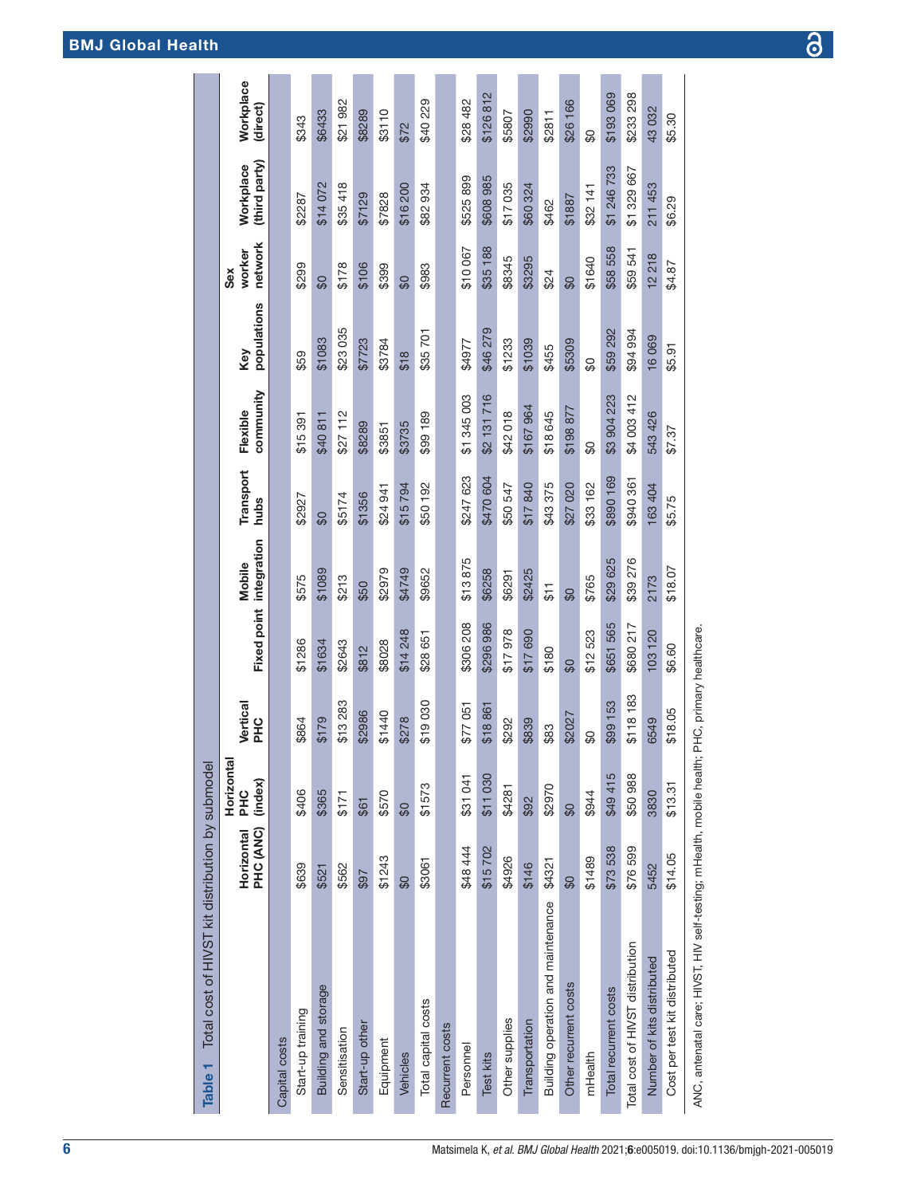**Table 1** Total cost of HIVST kit distribution by submodel

| | Horizontal PHC (ANC) | Horizontal PHC (index) | Vertical PHC | Fixed point | Mobile integration | Transport hubs | Flexible community | Key populations | Sex worker network | Workplace (third party) | Workplace (direct) |
|---|---|---|---|---|---|---|---|---|---|---|---|
| Capital costs | | | | | | | | | | | |
| Start-up training | $639 | $406 | $864 | $1286 | $575 | $2927 | $15 391 | $59 | $299 | $2287 | $343 |
| Building and storage | $521 | $365 | $179 | $1634 | $1089 | $0 | $40 811 | $1083 | $0 | $14 072 | $6433 |
| Sensitisation | $562 | $171 | $13 283 | $2643 | $213 | $5174 | $27 112 | $23 035 | $178 | $35 418 | $21 982 |
| Start-up other | $97 | $61 | $2986 | $812 | $50 | $1356 | $8289 | $7723 | $106 | $7129 | $8289 |
| Equipment | $1243 | $570 | $1440 | $8028 | $2979 | $24 941 | $3851 | $3784 | $399 | $7828 | $3110 |
| Vehicles | $0 | $0 | $278 | $14 248 | $4749 | $15 794 | $3735 | $18 | $0 | $16 200 | $72 |
| Total capital costs | $3061 | $1573 | $19 030 | $28 651 | $9652 | $50 192 | $99 189 | $35 701 | $983 | $82 934 | $40 229 |
| Recurrent costs | | | | | | | | | | | |
| Personnel | $48 444 | $31 041 | $77 051 | $306 208 | $13 875 | $247 623 | $1 345 003 | $4977 | $10 067 | $525 899 | $28 482 |
| Test kits | $15 702 | $11 030 | $18 861 | $296 986 | $6258 | $470 604 | $2 131 716 | $46 279 | $35 188 | $608 985 | $126 812 |
| Other supplies | $4926 | $4281 | $292 | $17 978 | $6291 | $50 547 | $42 018 | $1233 | $8345 | $17 035 | $5807 |
| Transportation | $146 | $92 | $839 | $17 690 | $2425 | $17 840 | $167 964 | $1039 | $3295 | $60 324 | $2990 |
| Building operation and maintenance | $4321 | $2970 | $83 | $180 | $11 | $43 375 | $18 645 | $455 | $24 | $462 | $2811 |
| Other recurrent costs | $0 | $0 | $2027 | $0 | $0 | $27 020 | $198 877 | $5309 | $0 | $1887 | $26 166 |
| mHealth | $1489 | $944 | $0 | $12 523 | $765 | $33 162 | $0 | $0 | $1640 | $32 141 | $0 |
| Total recurrent costs | $73 538 | $49 415 | $99 153 | $651 565 | $29 625 | $890 169 | $3 904 223 | $59 292 | $58 558 | $1 246 733 | $193 069 |
| Total cost of HIVST distribution | $76 599 | $50 988 | $118 183 | $680 217 | $39 276 | $940 361 | $4 003 412 | $94 994 | $59 541 | $1 329 667 | $233 298 |
| Number of kits distributed | 5452 | 3830 | 6549 | 103 120 | 2173 | 163 404 | 543 426 | 16 069 | 12 218 | 211 453 | 43 032 |
| Cost per test kit distributed | $14.05 | $13.31 | $18.05 | $6.60 | $18.07 | $5.75 | $7.37 | $5.91 | $4.87 | $6.29 | $5.30 |

ANC, antenatal care; HIVST, HIV self-testing; mHealth, mobile health; PHC, primary healthcare.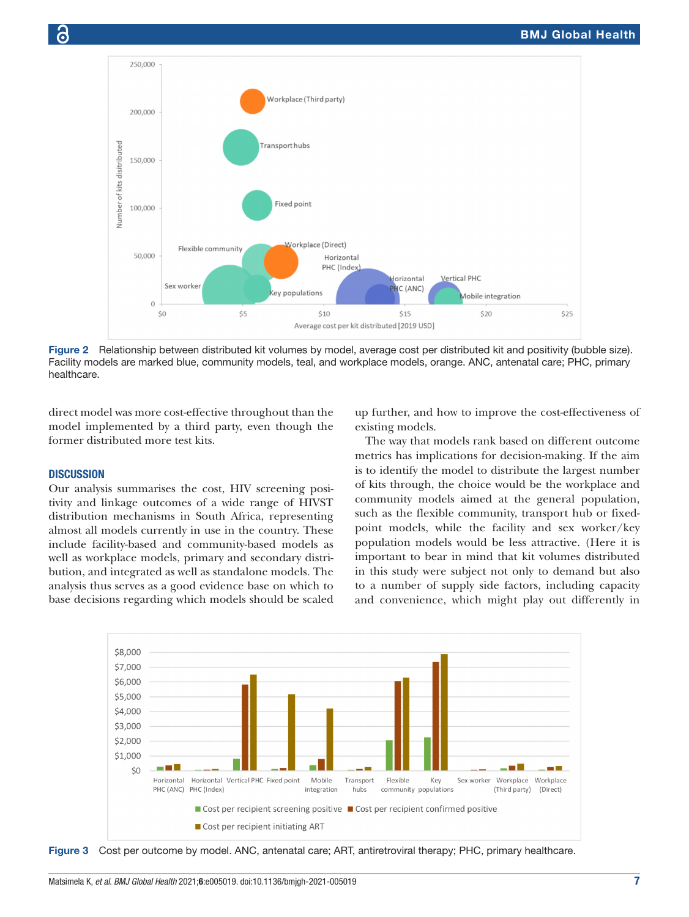Figure 2 Relationship between distributed kit volumes by model, average cost per distributed kit and positivity (bubble size). Facility models are marked blue, community models, teal, and workplace models, orange. ANC, antenatal care; PHC, primary healthcare.

direct model was more cost-effective throughout than the model implemented by a third party, even though the former distributed more test kits.

## DISCUSSION

Our analysis summarises the cost, HIV screening positivity and linkage outcomes of a wide range of HIVST distribution mechanisms in South Africa, representing almost all models currently in use in the country. These include facility-based and community-based models as well as workplace models, primary and secondary distribution, and integrated as well as standalone models. The analysis thus serves as a good evidence base on which to base decisions regarding which models should be scaled up further, and how to improve the cost-effectiveness of existing models.

The way that models rank based on different outcome metrics has implications for decision-making. If the aim is to identify the model to distribute the largest number of kits through, the choice would be the workplace and community models aimed at the general population, such as the flexible community, transport hub or fixed-point models, while the facility and sex worker/key population models would be less attractive. (Here it is important to bear in mind that kit volumes distributed in this study were subject not only to demand but also to a number of supply side factors, including capacity and convenience, which might play out differently in

Figure 3 Cost per outcome by model. ANC, antenatal care; ART, antiretroviral therapy; PHC, primary healthcare.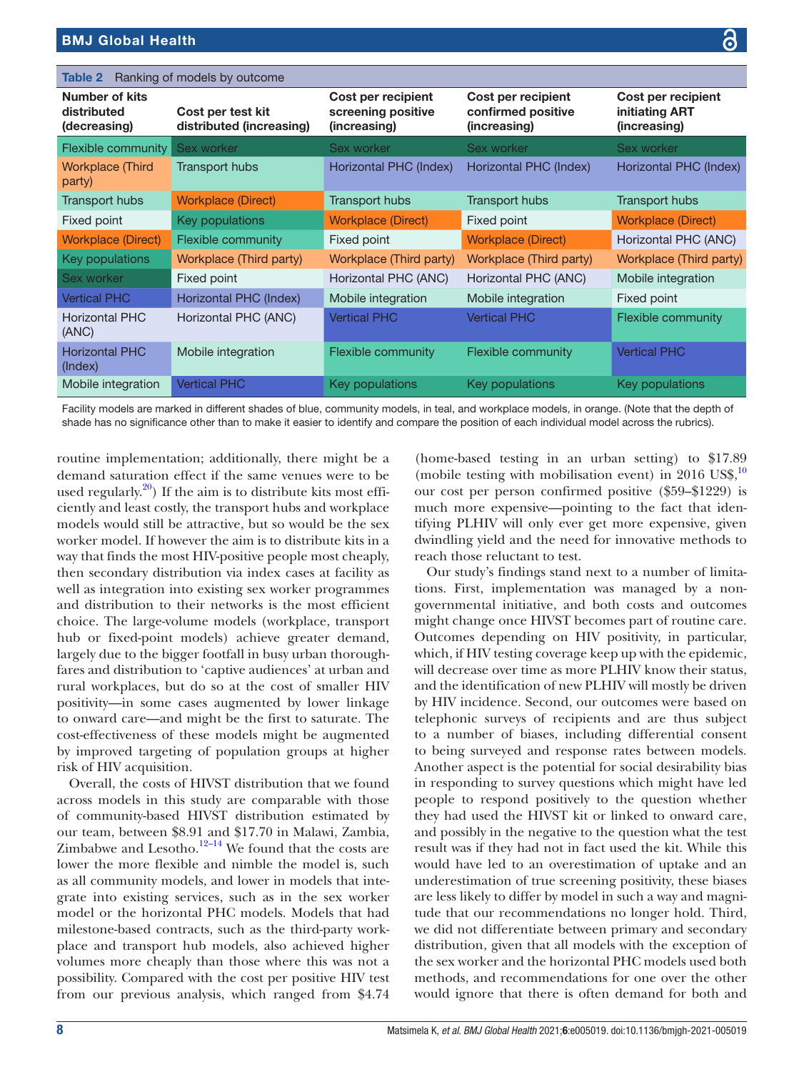**Table 2** Ranking of models by outcome

| Number of kits distributed (decreasing) | Cost per test kit distributed (increasing) | Cost per recipient screening positive (increasing) | Cost per recipient confirmed positive (increasing) | Cost per recipient initiating ART (increasing) |
|---|---|---|---|---|
| Flexible community | Sex worker | Sex worker | Sex worker | Sex worker |
| Workplace (Third party) | Transport hubs | Horizontal PHC (Index) | Horizontal PHC (Index) | Horizontal PHC (Index) |
| Transport hubs | Workplace (Direct) | Transport hubs | Transport hubs | Transport hubs |
| Fixed point | Key populations | Workplace (Direct) | Fixed point | Workplace (Direct) |
| Workplace (Direct) | Flexible community | Fixed point | Workplace (Direct) | Horizontal PHC (ANC) |
| Key populations | Workplace (Third party) | Workplace (Third party) | Workplace (Third party) | Workplace (Third party) |
| Sex worker | Fixed point | Horizontal PHC (ANC) | Horizontal PHC (ANC) | Mobile integration |
| Vertical PHC | Horizontal PHC (Index) | Mobile integration | Mobile integration | Fixed point |
| Horizontal PHC (ANC) | Horizontal PHC (ANC) | Vertical PHC | Vertical PHC | Flexible community |
| Horizontal PHC (Index) | Mobile integration | Flexible community | Flexible community | Vertical PHC |
| Mobile integration | Vertical PHC | Key populations | Key populations | Key populations |

Facility models are marked in different shades of blue, community models, in teal, and workplace models, in orange. (Note that the depth of shade has no significance other than to make it easier to identify and compare the position of each individual model across the rubrics).

routine implementation; additionally, there might be a demand saturation effect if the same venues were to be used regularly.[20]) If the aim is to distribute kits most efficiently and least costly, the transport hubs and workplace models would still be attractive, but so would be the sex worker model. If however the aim is to distribute kits in a way that finds the most HIV-positive people most cheaply, then secondary distribution via index cases at facility as well as integration into existing sex worker programmes and distribution to their networks is the most efficient choice. The large-volume models (workplace, transport hub or fixed-point models) achieve greater demand, largely due to the bigger footfall in busy urban thoroughfares and distribution to 'captive audiences' at urban and rural workplaces, but do so at the cost of smaller HIV positivity—in some cases augmented by lower linkage to onward care—and might be the first to saturate. The cost-effectiveness of these models might be augmented by improved targeting of population groups at higher risk of HIV acquisition.

Overall, the costs of HIVST distribution that we found across models in this study are comparable with those of community-based HIVST distribution estimated by our team, between \$8.91 and \$17.70 in Malawi, Zambia, Zimbabwe and Lesotho.[12–14] We found that the costs are lower the more flexible and nimble the model is, such as all community models, and lower in models that integrate into existing services, such as in the sex worker model or the horizontal PHC models. Models that had milestone-based contracts, such as the third-party workplace and transport hub models, also achieved higher volumes more cheaply than those where this was not a possibility. Compared with the cost per positive HIV test from our previous analysis, which ranged from \$4.74 (home-based testing in an urban setting) to \$17.89 (mobile testing with mobilisation event) in 2016 US\$,[10] our cost per person confirmed positive (\$59–\$1229) is much more expensive—pointing to the fact that identifying PLHIV will only ever get more expensive, given dwindling yield and the need for innovative methods to reach those reluctant to test.

Our study's findings stand next to a number of limitations. First, implementation was managed by a non-governmental initiative, and both costs and outcomes might change once HIVST becomes part of routine care. Outcomes depending on HIV positivity, in particular, which, if HIV testing coverage keep up with the epidemic, will decrease over time as more PLHIV know their status, and the identification of new PLHIV will mostly be driven by HIV incidence. Second, our outcomes were based on telephonic surveys of recipients and are thus subject to a number of biases, including differential consent to being surveyed and response rates between models. Another aspect is the potential for social desirability bias in responding to survey questions which might have led people to respond positively to the question whether they had used the HIVST kit or linked to onward care, and possibly in the negative to the question what the test result was if they had not in fact used the kit. While this would have led to an overestimation of uptake and an underestimation of true screening positivity, these biases are less likely to differ by model in such a way and magnitude that our recommendations no longer hold. Third, we did not differentiate between primary and secondary distribution, given that all models with the exception of the sex worker and the horizontal PHC models used both methods, and recommendations for one over the other would ignore that there is often demand for both and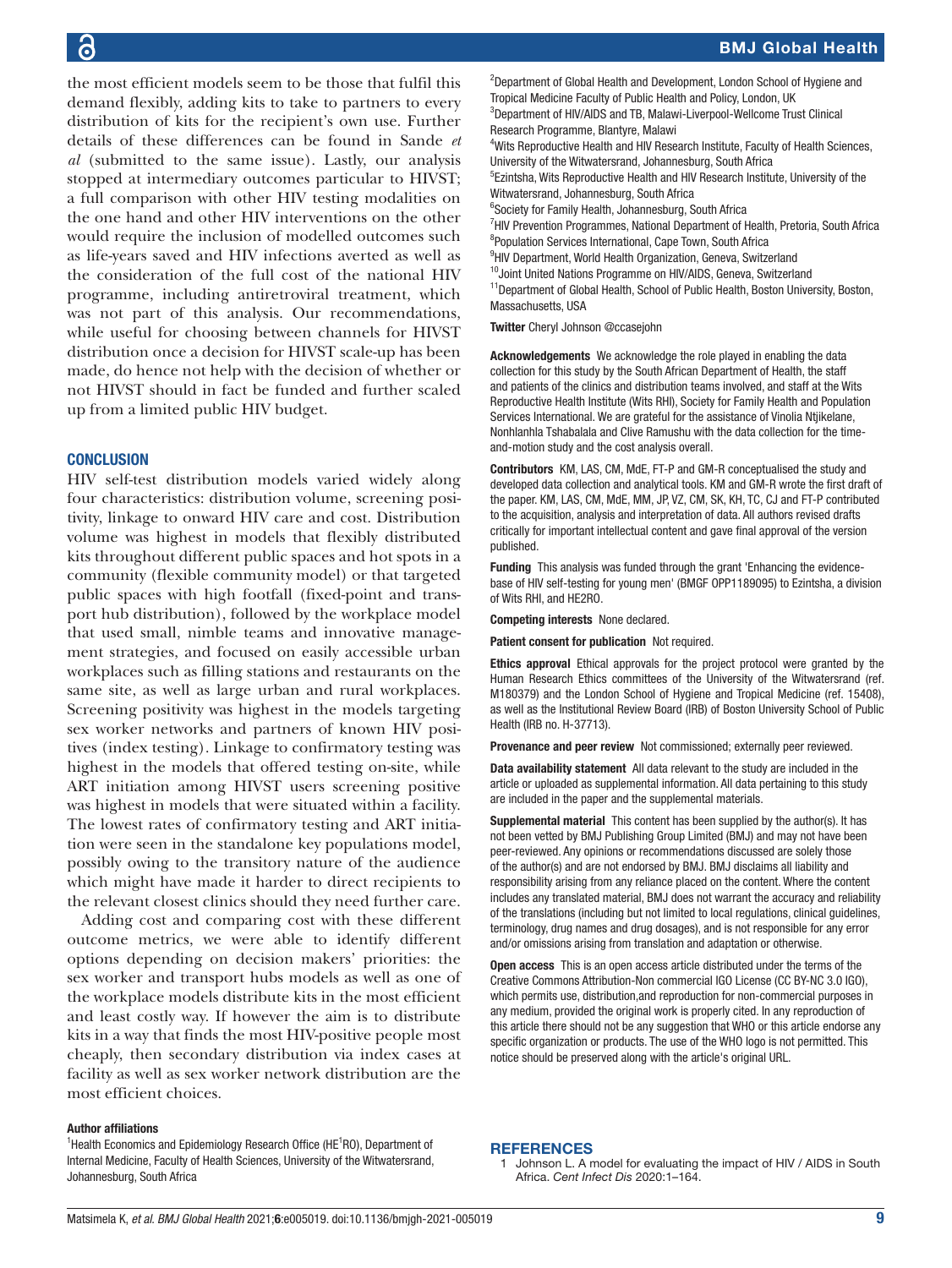the most efficient models seem to be those that fulfil this demand flexibly, adding kits to take to partners to every distribution of kits for the recipient's own use. Further details of these differences can be found in Sande *et al* (submitted to the same issue). Lastly, our analysis stopped at intermediary outcomes particular to HIVST; a full comparison with other HIV testing modalities on the one hand and other HIV interventions on the other would require the inclusion of modelled outcomes such as life-years saved and HIV infections averted as well as the consideration of the full cost of the national HIV programme, including antiretroviral treatment, which was not part of this analysis. Our recommendations, while useful for choosing between channels for HIVST distribution once a decision for HIVST scale-up has been made, do hence not help with the decision of whether or not HIVST should in fact be funded and further scaled up from a limited public HIV budget.

## CONCLUSION

HIV self-test distribution models varied widely along four characteristics: distribution volume, screening positivity, linkage to onward HIV care and cost. Distribution volume was highest in models that flexibly distributed kits throughout different public spaces and hot spots in a community (flexible community model) or that targeted public spaces with high footfall (fixed-point and transport hub distribution), followed by the workplace model that used small, nimble teams and innovative management strategies, and focused on easily accessible urban workplaces such as filling stations and restaurants on the same site, as well as large urban and rural workplaces. Screening positivity was highest in the models targeting sex worker networks and partners of known HIV positives (index testing). Linkage to confirmatory testing was highest in the models that offered testing on-site, while ART initiation among HIVST users screening positive was highest in models that were situated within a facility. The lowest rates of confirmatory testing and ART initiation were seen in the standalone key populations model, possibly owing to the transitory nature of the audience which might have made it harder to direct recipients to the relevant closest clinics should they need further care.

Adding cost and comparing cost with these different outcome metrics, we were able to identify different options depending on decision makers' priorities: the sex worker and transport hubs models as well as one of the workplace models distribute kits in the most efficient and least costly way. If however the aim is to distribute kits in a way that finds the most HIV-positive people most cheaply, then secondary distribution via index cases at facility as well as sex worker network distribution are the most efficient choices.

#### Author affiliations

[1]Health Economics and Epidemiology Research Office (HE[2]RO), Department of Internal Medicine, Faculty of Health Sciences, University of the Witwatersrand, Johannesburg, South Africa
[2]Department of Global Health and Development, London School of Hygiene and Tropical Medicine Faculty of Public Health and Policy, London, UK
[3]Department of HIV/AIDS and TB, Malawi-Liverpool-Wellcome Trust Clinical Research Programme, Blantyre, Malawi
[4]Wits Reproductive Health and HIV Research Institute, Faculty of Health Sciences, University of the Witwatersrand, Johannesburg, South Africa
[5]Ezintsha, Wits Reproductive Health and HIV Research Institute, University of the Witwatersrand, Johannesburg, South Africa
[6]Society for Family Health, Johannesburg, South Africa
[7]HIV Prevention Programmes, National Department of Health, Pretoria, South Africa
[8]Population Services International, Cape Town, South Africa
[9]HIV Department, World Health Organization, Geneva, Switzerland
[10]Joint United Nations Programme on HIV/AIDS, Geneva, Switzerland
[11]Department of Global Health, School of Public Health, Boston University, Boston, Massachusetts, USA

**Twitter** Cheryl Johnson @ccasejohn

**Acknowledgements** We acknowledge the role played in enabling the data collection for this study by the South African Department of Health, the staff and patients of the clinics and distribution teams involved, and staff at the Wits Reproductive Health Institute (Wits RHI), Society for Family Health and Population Services International. We are grateful for the assistance of Vinolia Ntjikelane, Nonhlanhla Tshabalala and Clive Ramushu with the data collection for the time-and-motion study and the cost analysis overall.

**Contributors** KM, LAS, CM, MdE, FT-P and GM-R conceptualised the study and developed data collection and analytical tools. KM and GM-R wrote the first draft of the paper. KM, LAS, CM, MdE, MM, JP, VZ, CM, SK, KH, TC, CJ and FT-P contributed to the acquisition, analysis and interpretation of data. All authors revised drafts critically for important intellectual content and gave final approval of the version published.

**Funding** This analysis was funded through the grant 'Enhancing the evidence-base of HIV self-testing for young men' (BMGF OPP1189095) to Ezintsha, a division of Wits RHI, and HE2RO.

**Competing interests** None declared.

**Patient consent for publication** Not required.

**Ethics approval** Ethical approvals for the project protocol were granted by the Human Research Ethics committees of the University of the Witwatersrand (ref. M180379) and the London School of Hygiene and Tropical Medicine (ref. 15408), as well as the Institutional Review Board (IRB) of Boston University School of Public Health (IRB no. H-37713).

**Provenance and peer review** Not commissioned; externally peer reviewed.

**Data availability statement** All data relevant to the study are included in the article or uploaded as supplemental information. All data pertaining to this study are included in the paper and the supplemental materials.

**Supplemental material** This content has been supplied by the author(s). It has not been vetted by BMJ Publishing Group Limited (BMJ) and may not have been peer-reviewed. Any opinions or recommendations discussed are solely those of the author(s) and are not endorsed by BMJ. BMJ disclaims all liability and responsibility arising from any reliance placed on the content. Where the content includes any translated material, BMJ does not warrant the accuracy and reliability of the translations (including but not limited to local regulations, clinical guidelines, terminology, drug names and drug dosages), and is not responsible for any error and/or omissions arising from translation and adaptation or otherwise.

**Open access** This is an open access article distributed under the terms of the Creative Commons Attribution-Non commercial IGO License (CC BY-NC 3.0 IGO), which permits use, distribution,and reproduction for non-commercial purposes in any medium, provided the original work is properly cited. In any reproduction of this article there should not be any suggestion that WHO or this article endorse any specific organization or products. The use of the WHO logo is not permitted. This notice should be preserved along with the article's original URL.

## REFERENCES

1. Johnson L. A model for evaluating the impact of HIV / AIDS in South Africa. *Cent Infect Dis* 2020:1–164.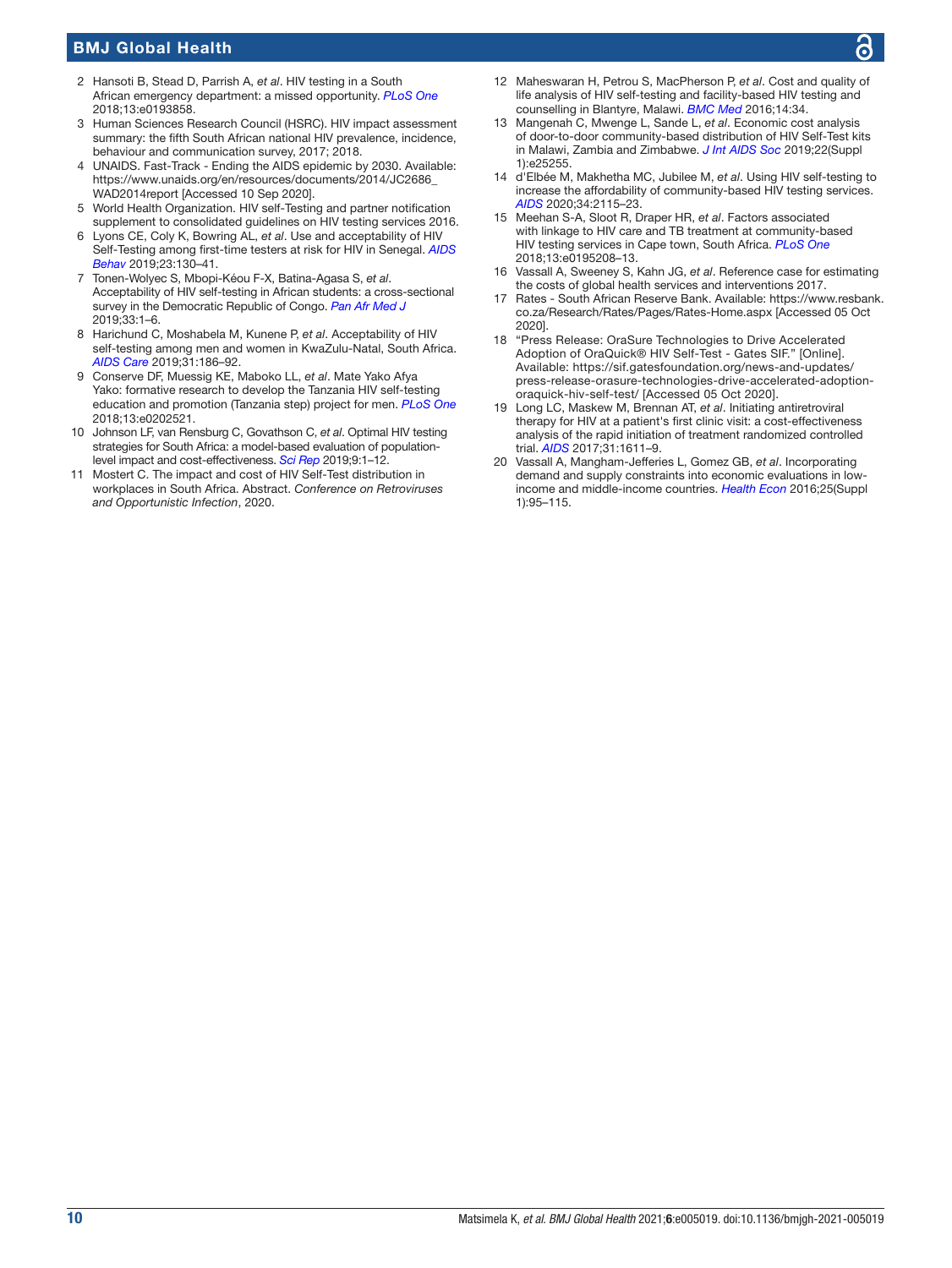2. Hansoti B, Stead D, Parrish A, *et al*. HIV testing in a South African emergency department: a missed opportunity. *PLoS One* 2018;13:e0193858.
3. Human Sciences Research Council (HSRC). HIV impact assessment summary: the fifth South African national HIV prevalence, incidence, behaviour and communication survey, 2017; 2018.
4. UNAIDS. Fast-Track - Ending the AIDS epidemic by 2030. Available: https://www.unaids.org/en/resources/documents/2014/JC2686_WAD2014report [Accessed 10 Sep 2020].
5. World Health Organization. HIV self-Testing and partner notification supplement to consolidated guidelines on HIV testing services 2016.
6. Lyons CE, Coly K, Bowring AL, *et al*. Use and acceptability of HIV Self-Testing among first-time testers at risk for HIV in Senegal. *AIDS Behav* 2019;23:130–41.
7. Tonen-Wolyec S, Mbopi-Kéou F-X, Batina-Agasa S, *et al*. Acceptability of HIV self-testing in African students: a cross-sectional survey in the Democratic Republic of Congo. *Pan Afr Med J* 2019;33:1–6.
8. Harichund C, Moshabela M, Kunene P, *et al*. Acceptability of HIV self-testing among men and women in KwaZulu-Natal, South Africa. *AIDS Care* 2019;31:186–92.
9. Conserve DF, Muessig KE, Maboko LL, *et al*. Mate Yako Afya Yako: formative research to develop the Tanzania HIV self-testing education and promotion (Tanzania step) project for men. *PLoS One* 2018;13:e0202521.
10. Johnson LF, van Rensburg C, Govathson C, *et al*. Optimal HIV testing strategies for South Africa: a model-based evaluation of population-level impact and cost-effectiveness. *Sci Rep* 2019;9:1–12.
11. Mostert C. The impact and cost of HIV Self-Test distribution in workplaces in South Africa. Abstract. *Conference on Retroviruses and Opportunistic Infection*, 2020.
12. Maheswaran H, Petrou S, MacPherson P, *et al*. Cost and quality of life analysis of HIV self-testing and facility-based HIV testing and counselling in Blantyre, Malawi. *BMC Med* 2016;14:34.
13. Mangenah C, Mwenge L, Sande L, *et al*. Economic cost analysis of door-to-door community-based distribution of HIV Self-Test kits in Malawi, Zambia and Zimbabwe. *J Int AIDS Soc* 2019;22(Suppl 1):e25255.
14. d'Elbée M, Makhetha MC, Jubilee M, *et al*. Using HIV self-testing to increase the affordability of community-based HIV testing services. *AIDS* 2020;34:2115–23.
15. Meehan S-A, Sloot R, Draper HR, *et al*. Factors associated with linkage to HIV care and TB treatment at community-based HIV testing services in Cape town, South Africa. *PLoS One* 2018;13:e0195208–13.
16. Vassall A, Sweeney S, Kahn JG, *et al*. Reference case for estimating the costs of global health services and interventions 2017.
17. Rates - South African Reserve Bank. Available: https://www.resbank.co.za/Research/Rates/Pages/Rates-Home.aspx [Accessed 05 Oct 2020].
18. "Press Release: OraSure Technologies to Drive Accelerated Adoption of OraQuick® HIV Self-Test - Gates SIF." [Online]. Available: https://sif.gatesfoundation.org/news-and-updates/press-release-orasure-technologies-drive-accelerated-adoption-oraquick-hiv-self-test/ [Accessed 05 Oct 2020].
19. Long LC, Maskew M, Brennan AT, *et al*. Initiating antiretroviral therapy for HIV at a patient's first clinic visit: a cost-effectiveness analysis of the rapid initiation of treatment randomized controlled trial. *AIDS* 2017;31:1611–9.
20. Vassall A, Mangham-Jefferies L, Gomez GB, *et al*. Incorporating demand and supply constraints into economic evaluations in low-income and middle-income countries. *Health Econ* 2016;25(Suppl 1):95–115.